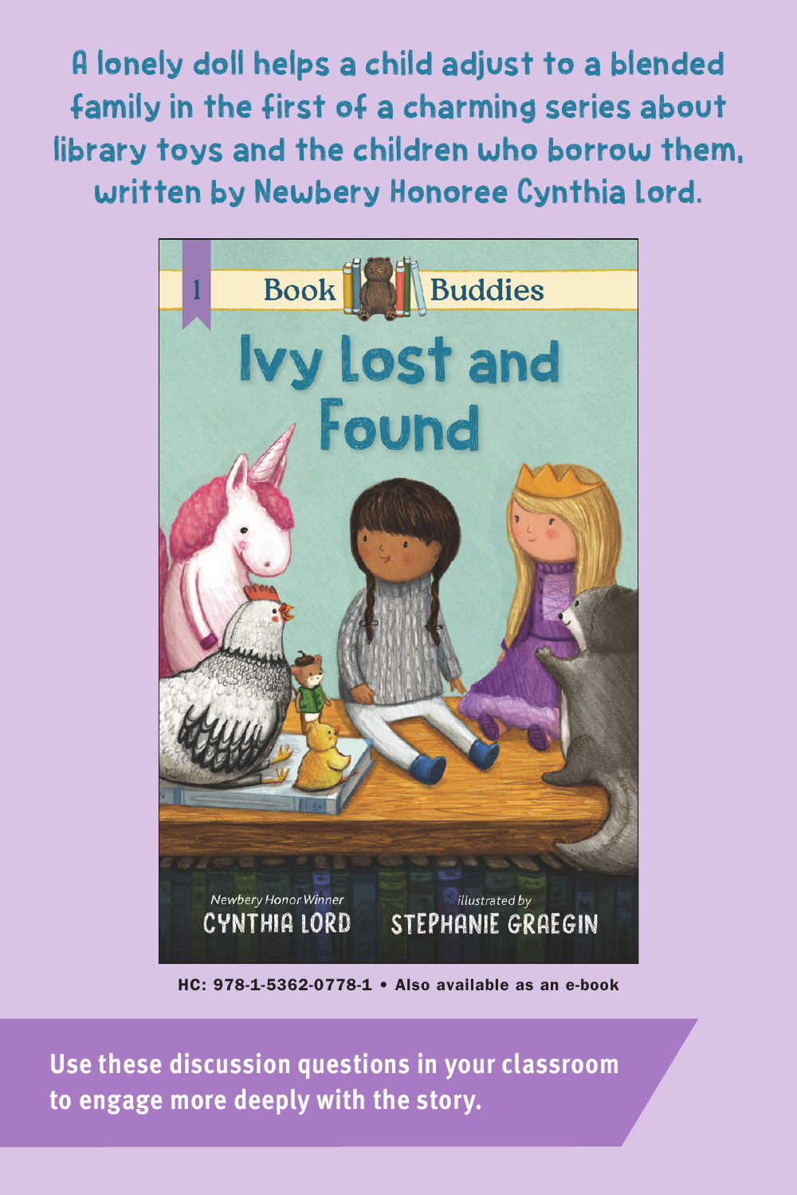A lonely doll helps a child adjust to a blended family in the first of a charming series about library toys and the children who borrow them, written by Newbery Honoree Cynthia Lord.

1

Book Buddies

# Ivy Lost and Found

*Newbery Honor Winner*

CYNTHIA LORD

*illustrated by*

STEPHANIE GRAEGIN

HC: 978-1-5362-0778-1 • Also available as an e-book

**Use these discussion questions in your classroom to engage more deeply with the story.**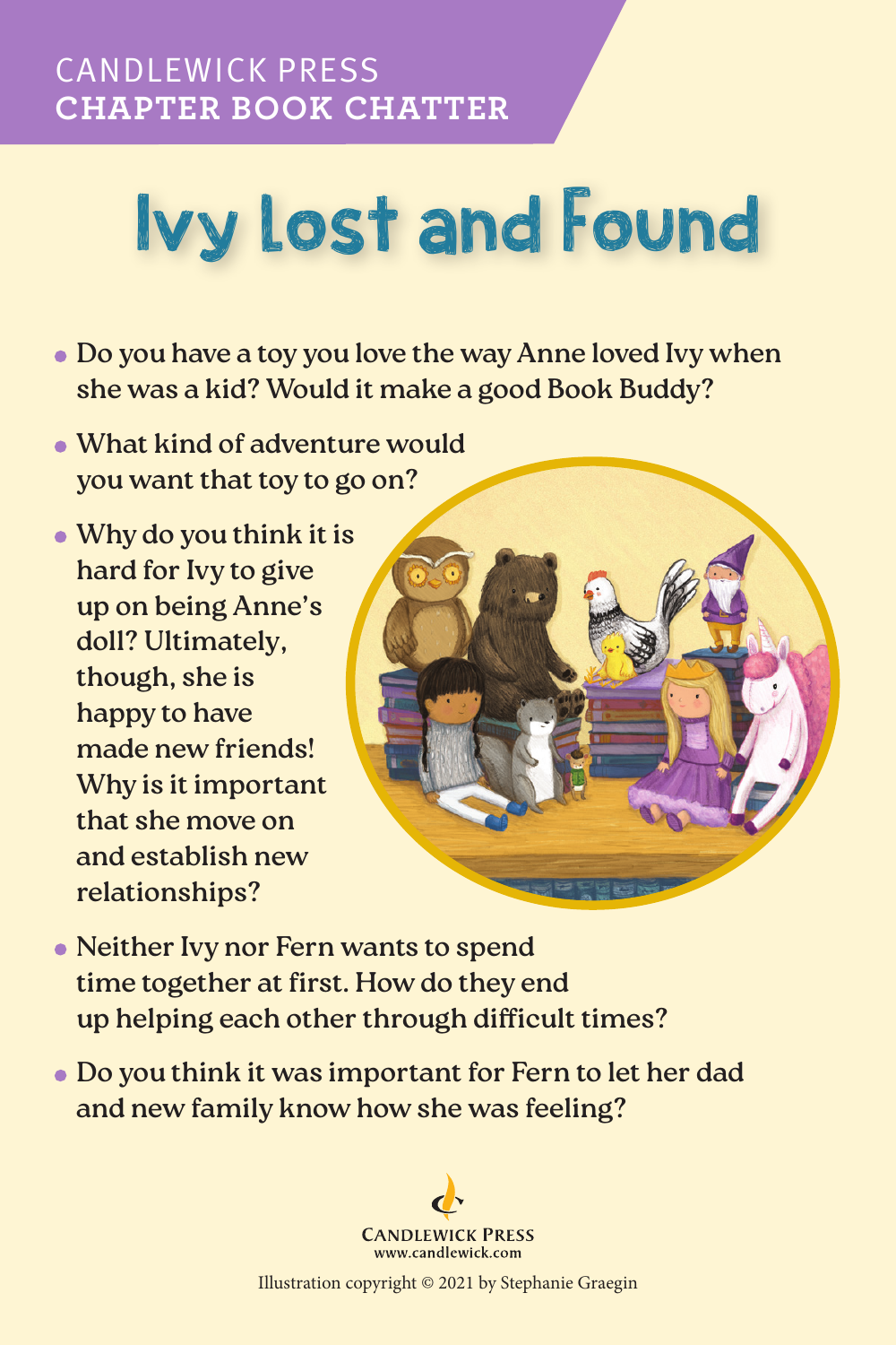CANDLEWICK PRESS
**CHAPTER BOOK CHATTER**

# Ivy Lost and Found

- Do you have a toy you love the way Anne loved Ivy when she was a kid? Would it make a good Book Buddy?
- What kind of adventure would you want that toy to go on?
- Why do you think it is hard for Ivy to give up on being Anne's doll? Ultimately, though, she is happy to have made new friends! Why is it important that she move on and establish new relationships?
- Neither Ivy nor Fern wants to spend time together at first. How do they end up helping each other through difficult times?
- Do you think it was important for Fern to let her dad and new family know how she was feeling?

CANDLEWICK PRESS
www.candlewick.com

Illustration copyright © 2021 by Stephanie Graegin